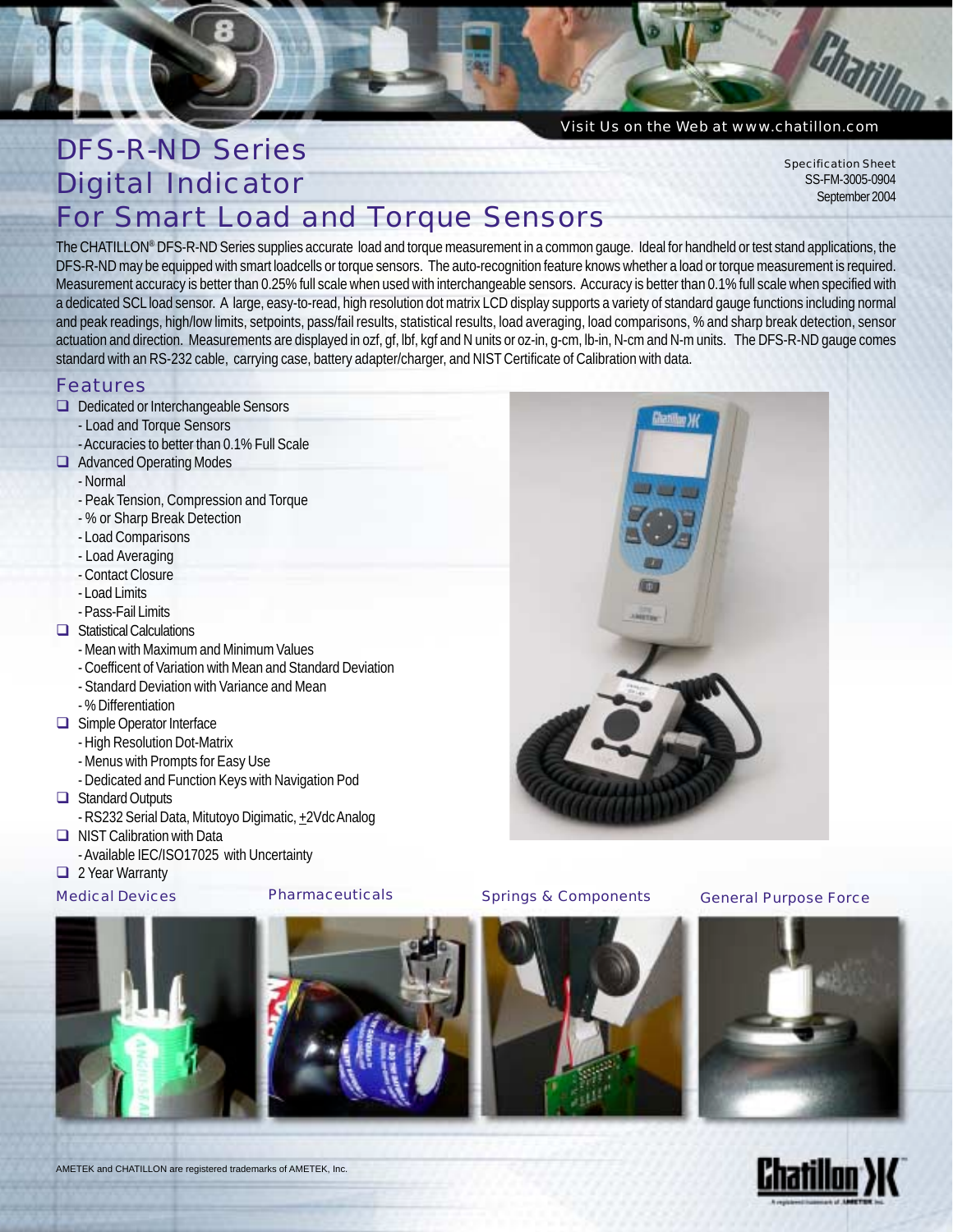Visit Us on the Web at www.chatillon.com

# DFS-R-ND Series Digital Indicator For Smart Load and Torque Sensors

Specification Sheet
SS-FM-3005-0904
September 2004

The CHATILLON® DFS-R-ND Series supplies accurate load and torque measurement in a common gauge. Ideal for handheld or test stand applications, the DFS-R-ND may be equipped with smart loadcells or torque sensors. The auto-recognition feature knows whether a load or torque measurement is required. Measurement accuracy is better than 0.25% full scale when used with interchangeable sensors. Accuracy is better than 0.1% full scale when specified with a dedicated SCL load sensor. A large, easy-to-read, high resolution dot matrix LCD display supports a variety of standard gauge functions including normal and peak readings, high/low limits, setpoints, pass/fail results, statistical results, load averaging, load comparisons, % and sharp break detection, sensor actuation and direction. Measurements are displayed in ozf, gf, lbf, kgf and N units or oz-in, g-cm, lb-in, N-cm and N-m units. The DFS-R-ND gauge comes standard with an RS-232 cable, carrying case, battery adapter/charger, and NIST Certificate of Calibration with data.

## Features

- Dedicated or Interchangeable Sensors
  - Load and Torque Sensors
  - Accuracies to better than 0.1% Full Scale
- Advanced Operating Modes
  - Normal
  - Peak Tension, Compression and Torque
  - % or Sharp Break Detection
  - Load Comparisons
  - Load Averaging
  - Contact Closure
  - Load Limits
  - Pass-Fail Limits
- Statistical Calculations
  - Mean with Maximum and Minimum Values
  - Coefficent of Variation with Mean and Standard Deviation
  - Standard Deviation with Variance and Mean
  - % Differentiation
- Simple Operator Interface
  - High Resolution Dot-Matrix
  - Menus with Prompts for Easy Use
  - Dedicated and Function Keys with Navigation Pod
- Standard Outputs
  - RS232 Serial Data, Mitutoyo Digimatic, ±2Vdc Analog
- NIST Calibration with Data
  - Available IEC/ISO17025 with Uncertainty
- 2 Year Warranty

Medical Devices | Pharmaceuticals | Springs & Components | General Purpose Force

AMETEK and CHATILLON are registered trademarks of AMETEK, Inc.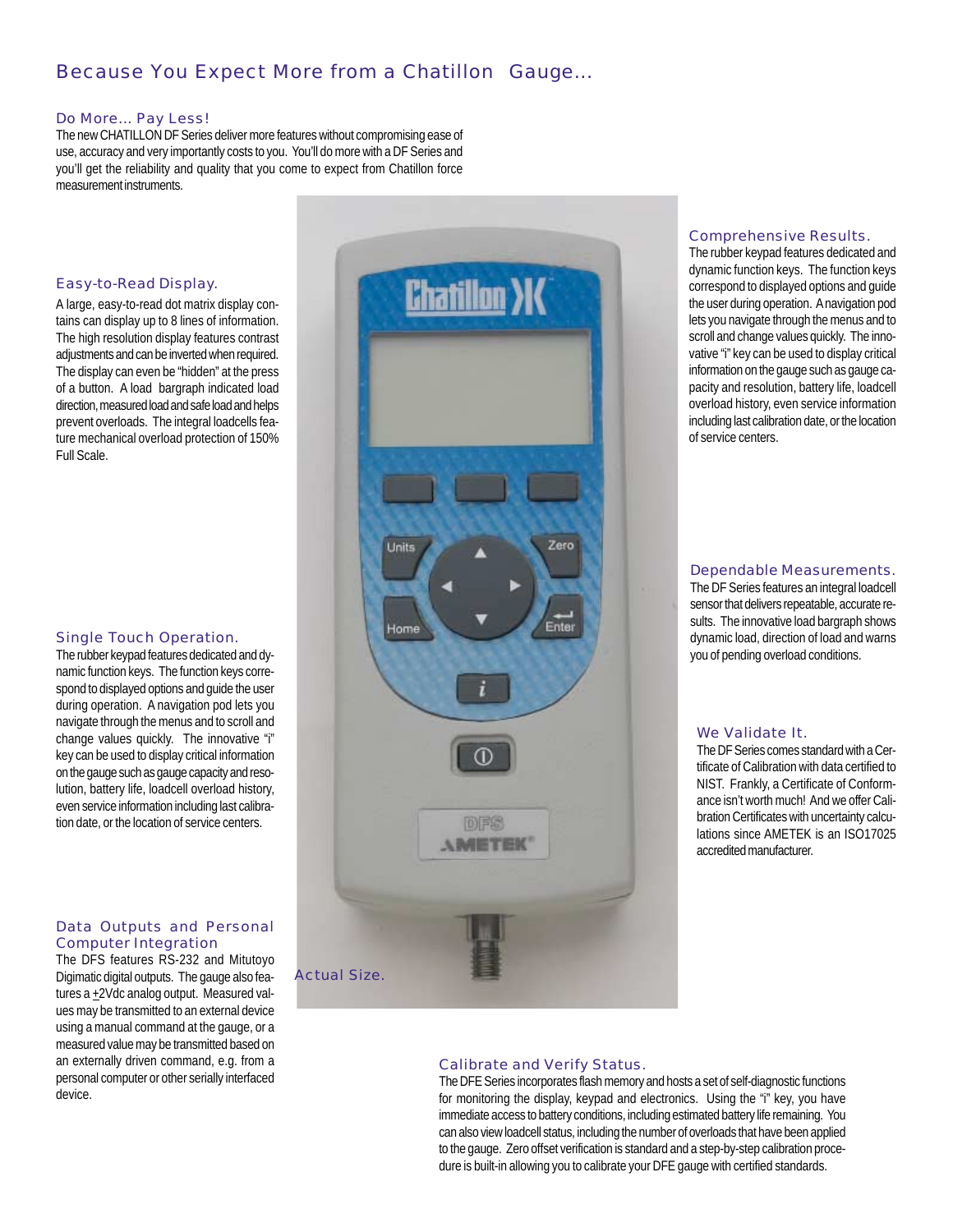# Because You Expect More from a Chatillon Gauge...

## Do More... Pay Less!

The new CHATILLON DF Series deliver more features without compromising ease of use, accuracy and very importantly costs to you. You'll do more with a DF Series and you'll get the reliability and quality that you come to expect from Chatillon force measurement instruments.

## Easy-to-Read Display.

A large, easy-to-read dot matrix display contains can display up to 8 lines of information. The high resolution display features contrast adjustments and can be inverted when required. The display can even be "hidden" at the press of a button. A load bargraph indicated load direction, measured load and safe load and helps prevent overloads. The integral loadcells feature mechanical overload protection of 150% Full Scale.

## Single Touch Operation.

The rubber keypad features dedicated and dynamic function keys. The function keys correspond to displayed options and guide the user during operation. A navigation pod lets you navigate through the menus and to scroll and change values quickly. The innovative "i" key can be used to display critical information on the gauge such as gauge capacity and resolution, battery life, loadcell overload history, even service information including last calibration date, or the location of service centers.

## Data Outputs and Personal Computer Integration

The DFS features RS-232 and Mitutoyo Digimatic digital outputs. The gauge also features a ±2Vdc analog output. Measured values may be transmitted to an external device using a manual command at the gauge, or a measured value may be transmitted based on an externally driven command, e.g. from a personal computer or other serially interfaced device.

Actual Size.

## Comprehensive Results.

The rubber keypad features dedicated and dynamic function keys. The function keys correspond to displayed options and guide the user during operation. A navigation pod lets you navigate through the menus and to scroll and change values quickly. The innovative "i" key can be used to display critical information on the gauge such as gauge capacity and resolution, battery life, loadcell overload history, even service information including last calibration date, or the location of service centers.

## Dependable Measurements.

The DF Series features an integral loadcell sensor that delivers repeatable, accurate results. The innovative load bargraph shows dynamic load, direction of load and warns you of pending overload conditions.

## We Validate It.

The DF Series comes standard with a Certificate of Calibration with data certified to NIST. Frankly, a Certificate of Conformance isn't worth much! And we offer Calibration Certificates with uncertainty calculations since AMETEK is an ISO17025 accredited manufacturer.

## Calibrate and Verify Status.

The DFE Series incorporates flash memory and hosts a set of self-diagnostic functions for monitoring the display, keypad and electronics. Using the "i" key, you have immediate access to battery conditions, including estimated battery life remaining. You can also view loadcell status, including the number of overloads that have been applied to the gauge. Zero offset verification is standard and a step-by-step calibration procedure is built-in allowing you to calibrate your DFE gauge with certified standards.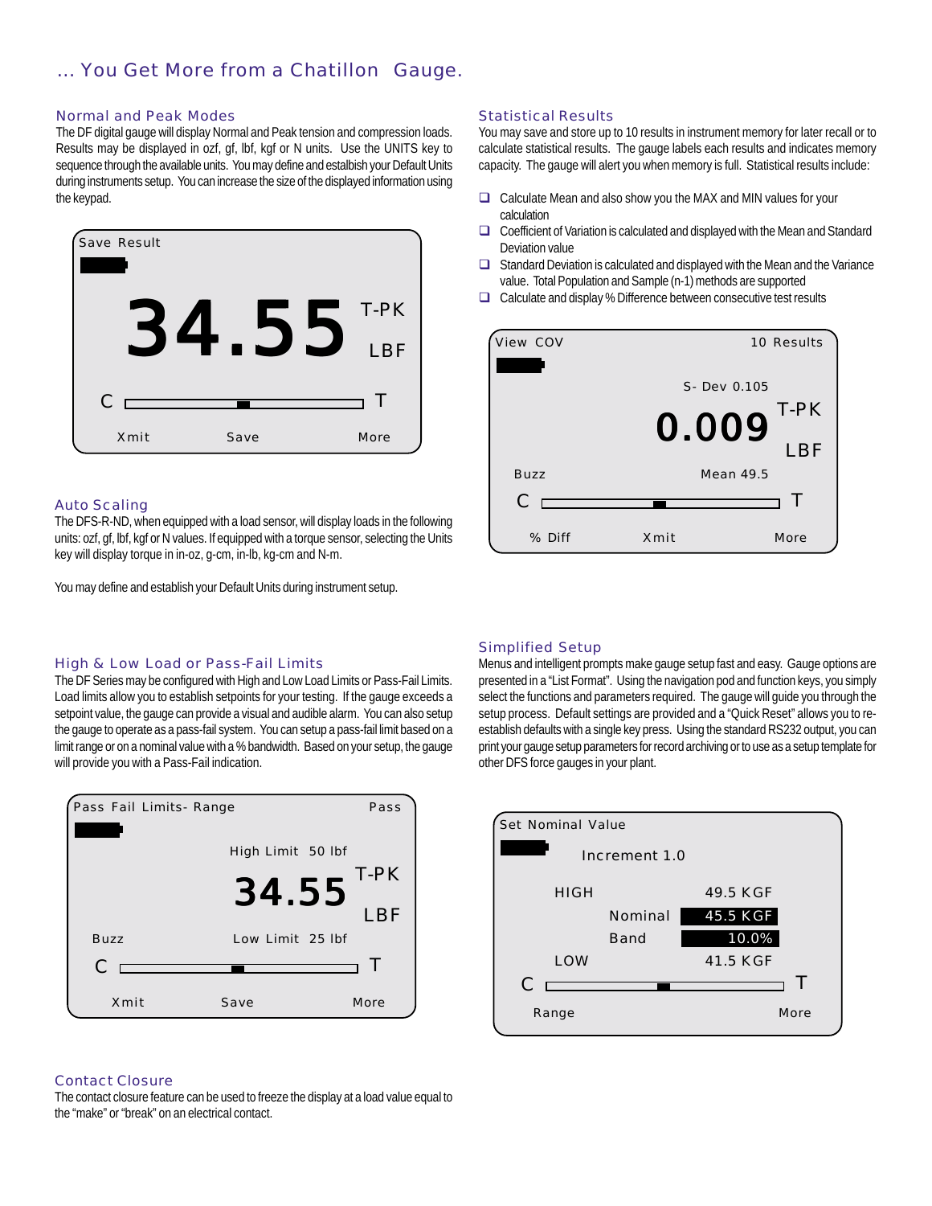# … You Get More from a Chatillon Gauge.

## Normal and Peak Modes

The DF digital gauge will display Normal and Peak tension and compression loads. Results may be displayed in ozf, gf, lbf, kgf or N units. Use the UNITS key to sequence through the available units. You may define and establish your Default Units during instruments setup. You can increase the size of the displayed information using the keypad.

Save Result

34.55 T-PK LBF

C T

Xmit Save More

## Auto Scaling

The DFS-R-ND, when equipped with a load sensor, will display loads in the following units: ozf, gf, lbf, kgf or N values. If equipped with a torque sensor, selecting the Units key will display torque in in-oz, g-cm, in-lb, kg-cm and N-m.

You may define and establish your Default Units during instrument setup.

## High & Low Load or Pass-Fail Limits

The DF Series may be configured with High and Low Load Limits or Pass-Fail Limits. Load limits allow you to establish setpoints for your testing. If the gauge exceeds a setpoint value, the gauge can provide a visual and audible alarm. You can also setup the gauge to operate as a pass-fail system. You can setup a pass-fail limit based on a limit range or on a nominal value with a % bandwidth. Based on your setup, the gauge will provide you with a Pass-Fail indication.

Pass Fail Limits- Range Pass

High Limit 50 lbf

34.55 T-PK LBF

Buzz Low Limit 25 lbf

C T

Xmit Save More

## Contact Closure

The contact closure feature can be used to freeze the display at a load value equal to the "make" or "break" on an electrical contact.

## Statistical Results

You may save and store up to 10 results in instrument memory for later recall or to calculate statistical results. The gauge labels each results and indicates memory capacity. The gauge will alert you when memory is full. Statistical results include:

- Calculate Mean and also show you the MAX and MIN values for your calculation
- Coefficient of Variation is calculated and displayed with the Mean and Standard Deviation value
- Standard Deviation is calculated and displayed with the Mean and the Variance value. Total Population and Sample (n-1) methods are supported
- Calculate and display % Difference between consecutive test results

View COV 10 Results

S- Dev 0.105

0.009 T-PK LBF

Buzz Mean 49.5

C T

% Diff Xmit More

## Simplified Setup

Menus and intelligent prompts make gauge setup fast and easy. Gauge options are presented in a "List Format". Using the navigation pod and function keys, you simply select the functions and parameters required. The gauge will guide you through the setup process. Default settings are provided and a "Quick Reset" allows you to re-establish defaults with a single key press. Using the standard RS232 output, you can print your gauge setup parameters for record archiving or to use as a setup template for other DFS force gauges in your plant.

Set Nominal Value

Increment 1.0

HIGH 49.5 KGF

Nominal 45.5 KGF

Band 10.0%

LOW 41.5 KGF

C T

Range More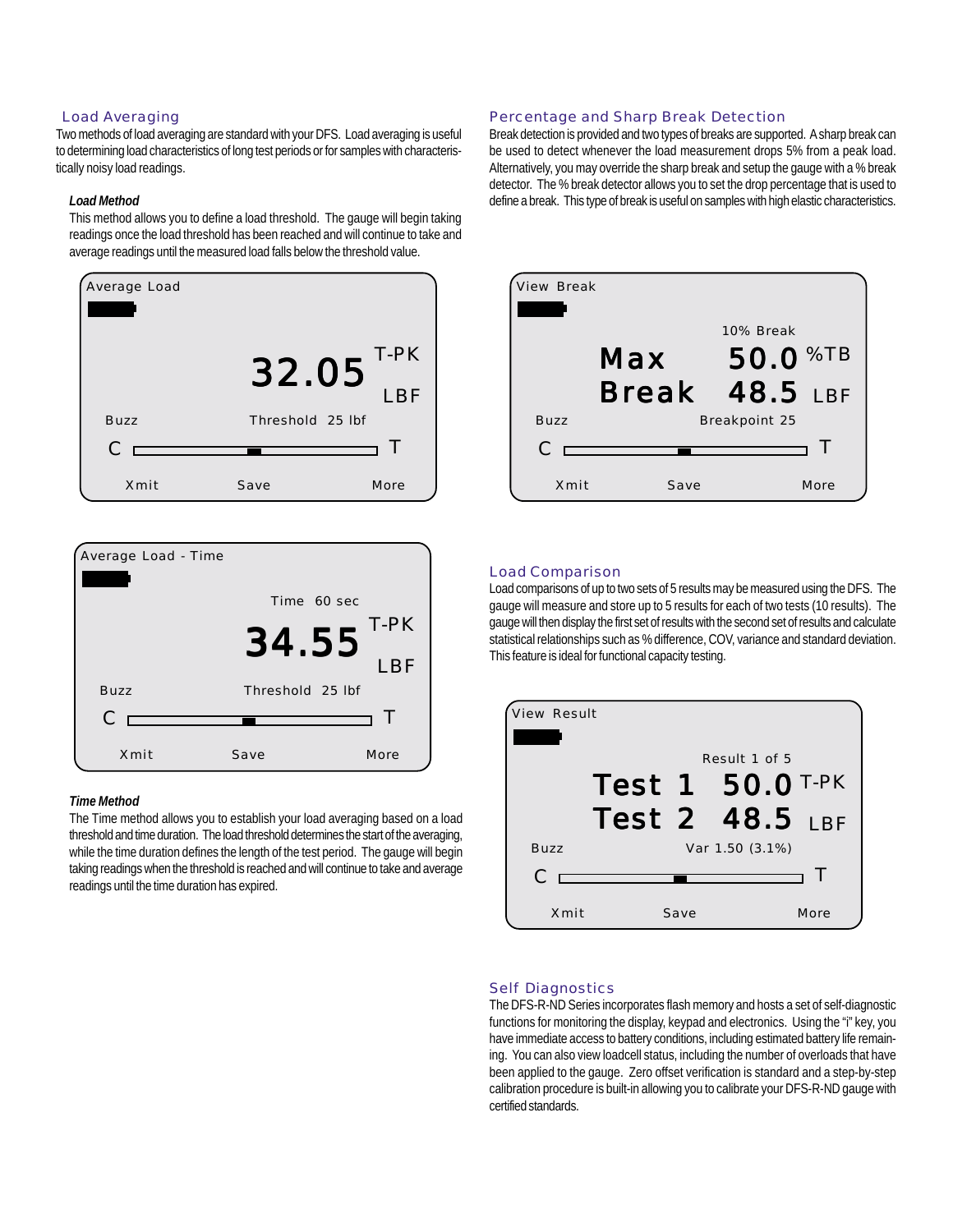## Load Averaging

Two methods of load averaging are standard with your DFS. Load averaging is useful to determining load characteristics of long test periods or for samples with characteristically noisy load readings.

### *Load Method*

This method allows you to define a load threshold. The gauge will begin taking readings once the load threshold has been reached and will continue to take and average readings until the measured load falls below the threshold value.

```
Average Load

                          32.05  T-PK
                                 LBF
Buzz               Threshold 25 lbf
C [                                    ] T
   Xmit            Save            More
```

```
Average Load - Time

                        Time 60 sec
                          34.55  T-PK
                                 LBF
Buzz               Threshold 25 lbf
C [                                    ] T
   Xmit            Save            More
```

### *Time Method*

The Time method allows you to establish your load averaging based on a load threshold and time duration. The load threshold determines the start of the averaging, while the time duration defines the length of the test period. The gauge will begin taking readings when the threshold is reached and will continue to take and average readings until the time duration has expired.

## Percentage and Sharp Break Detection

Break detection is provided and two types of breaks are supported. A sharp break can be used to detect whenever the load measurement drops 5% from a peak load. Alternatively, you may override the sharp break and setup the gauge with a % break detector. The % break detector allows you to set the drop percentage that is used to define a break. This type of break is useful on samples with high elastic characteristics.

```
View Break

                        10% Break
          Max           50.0  %TB
          Break         48.5  LBF
Buzz               Breakpoint 25
C [                                    ] T
   Xmit            Save            More
```

## Load Comparison

Load comparisons of up to two sets of 5 results may be measured using the DFS. The gauge will measure and store up to 5 results for each of two tests (10 results). The gauge will then display the first set of results with the second set of results and calculate statistical relationships such as % difference, COV, variance and standard deviation. This feature is ideal for functional capacity testing.

```
View Result

                        Result 1 of 5
          Test 1        50.0  T-PK
          Test 2        48.5  LBF
Buzz               Var 1.50 (3.1%)
C [                                    ] T
   Xmit            Save            More
```

## Self Diagnostics

The DFS-R-ND Series incorporates flash memory and hosts a set of self-diagnostic functions for monitoring the display, keypad and electronics. Using the "i" key, you have immediate access to battery conditions, including estimated battery life remaining. You can also view loadcell status, including the number of overloads that have been applied to the gauge. Zero offset verification is standard and a step-by-step calibration procedure is built-in allowing you to calibrate your DFS-R-ND gauge with certified standards.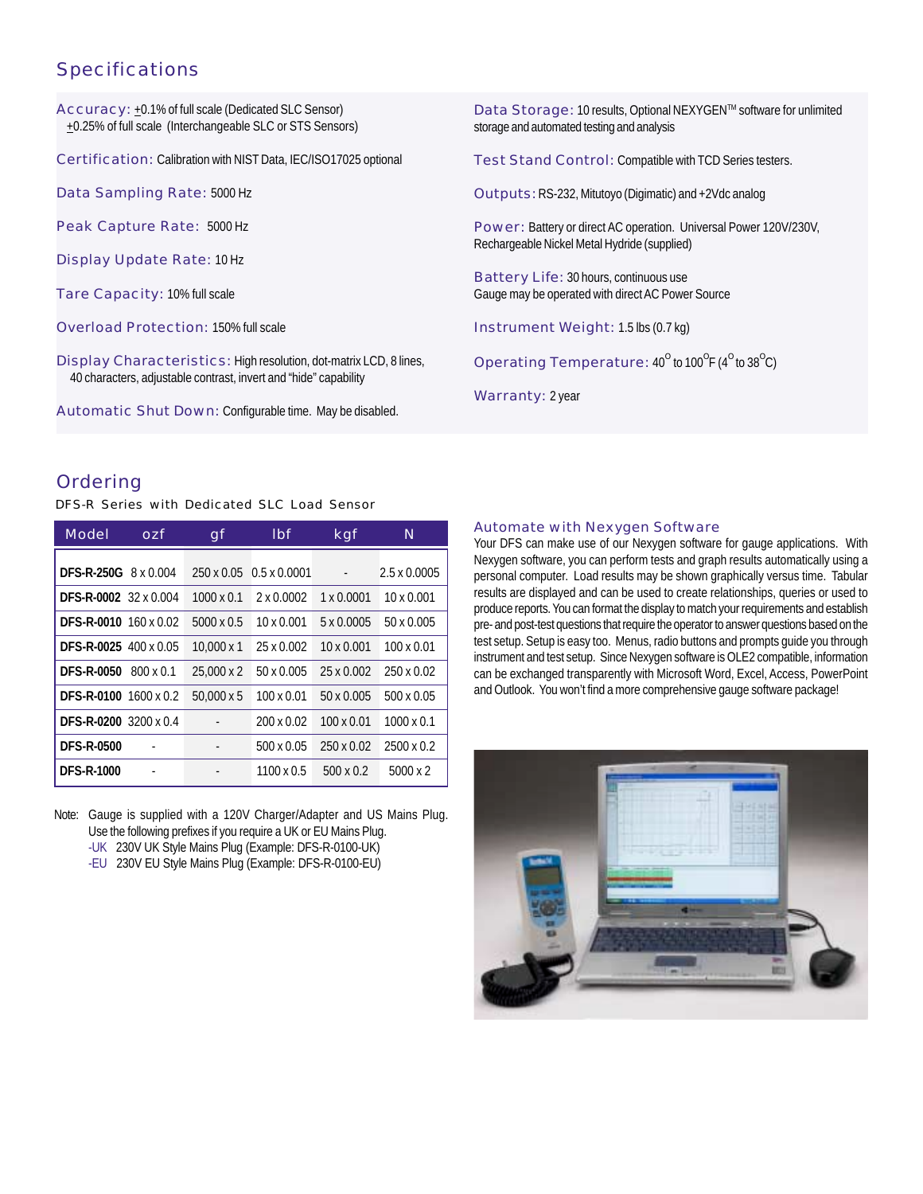## Specifications

**Accuracy:** ±0.1% of full scale (Dedicated SLC Sensor)
±0.25% of full scale (Interchangeable SLC or STS Sensors)

**Certification:** Calibration with NIST Data, IEC/ISO17025 optional

**Data Sampling Rate:** 5000 Hz

**Peak Capture Rate:** 5000 Hz

**Display Update Rate:** 10 Hz

**Tare Capacity:** 10% full scale

**Overload Protection:** 150% full scale

**Display Characteristics:** High resolution, dot-matrix LCD, 8 lines, 40 characters, adjustable contrast, invert and "hide" capability

**Automatic Shut Down:** Configurable time. May be disabled.

**Data Storage:** 10 results, Optional NEXYGEN™ software for unlimited storage and automated testing and analysis

**Test Stand Control:** Compatible with TCD Series testers.

**Outputs:** RS-232, Mitutoyo (Digimatic) and +2Vdc analog

**Power:** Battery or direct AC operation. Universal Power 120V/230V, Rechargeable Nickel Metal Hydride (supplied)

**Battery Life:** 30 hours, continuous use
Gauge may be operated with direct AC Power Source

**Instrument Weight:** 1.5 lbs (0.7 kg)

**Operating Temperature:** 40°  to 100°F (4° to 38°C)

**Warranty:** 2 year

## Ordering

DFS-R Series with Dedicated SLC Load Sensor

| Model | ozf | gf | lbf | kgf | N |
|---|---|---|---|---|---|
| **DFS-R-250G** | 8 x 0.004 | 250 x 0.05 | 0.5 x 0.0001 | - | 2.5 x 0.0005 |
| **DFS-R-0002** | 32 x 0.004 | 1000 x 0.1 | 2 x 0.0002 | 1 x 0.0001 | 10 x 0.001 |
| **DFS-R-0010** | 160 x 0.02 | 5000 x 0.5 | 10 x 0.001 | 5 x 0.0005 | 50 x 0.005 |
| **DFS-R-0025** | 400 x 0.05 | 10,000 x 1 | 25 x 0.002 | 10 x 0.001 | 100 x 0.01 |
| **DFS-R-0050** | 800 x 0.1 | 25,000 x 2 | 50 x 0.005 | 25 x 0.002 | 250 x 0.02 |
| **DFS-R-0100** | 1600 x 0.2 | 50,000 x 5 | 100 x 0.01 | 50 x 0.005 | 500 x 0.05 |
| **DFS-R-0200** | 3200 x 0.4 | - | 200 x 0.02 | 100 x 0.01 | 1000 x 0.1 |
| **DFS-R-0500** | - | - | 500 x 0.05 | 250 x 0.02 | 2500 x 0.2 |
| **DFS-R-1000** | - | - | 1100 x 0.5 | 500 x 0.2 | 5000 x 2 |

Note: Gauge is supplied with a 120V Charger/Adapter and US Mains Plug. Use the following prefixes if you require a UK or EU Mains Plug.
-UK 230V UK Style Mains Plug (Example: DFS-R-0100-UK)
-EU 230V EU Style Mains Plug (Example: DFS-R-0100-EU)

### Automate with Nexygen Software

Your DFS can make use of our Nexygen software for gauge applications. With Nexygen software, you can perform tests and graph results automatically using a personal computer. Load results may be shown graphically versus time. Tabular results are displayed and can be used to create relationships, queries or used to produce reports. You can format the display to match your requirements and establish pre- and post-test questions that require the operator to answer questions based on the test setup. Setup is easy too. Menus, radio buttons and prompts guide you through instrument and test setup. Since Nexygen software is OLE2 compatible, information can be exchanged transparently with Microsoft Word, Excel, Access, PowerPoint and Outlook. You won't find a more comprehensive gauge software package!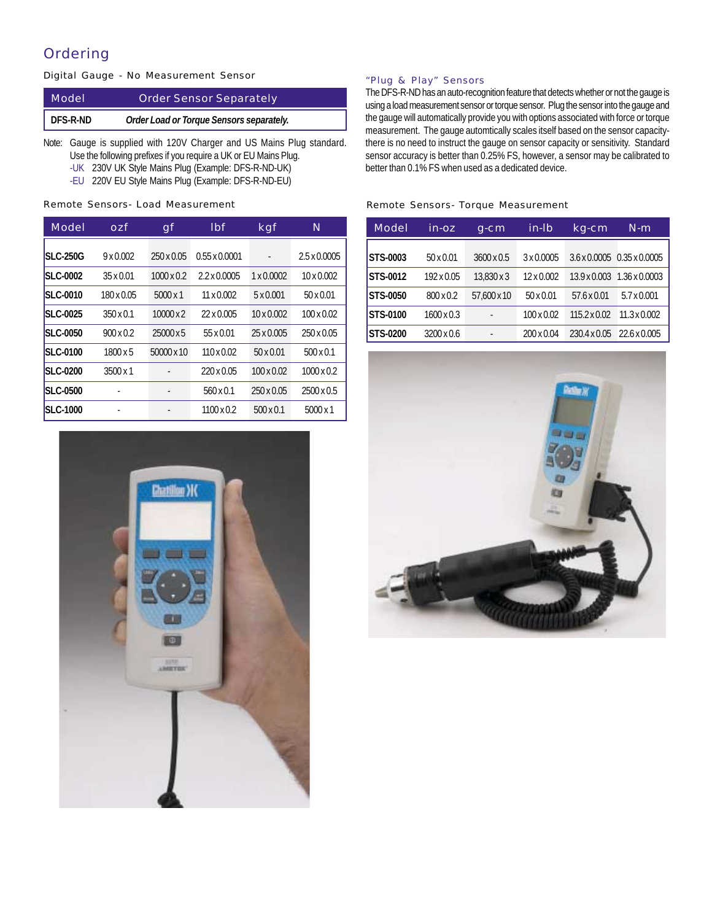# Ordering

### Digital Gauge - No Measurement Sensor

| Model | Order Sensor Separately |
|---|---|
| **DFS-R-ND** | ***Order Load or Torque Sensors separately.*** |

Note: Gauge is supplied with 120V Charger and US Mains Plug standard. Use the following prefixes if you require a UK or EU Mains Plug.
- -UK 230V UK Style Mains Plug (Example: DFS-R-ND-UK)
- -EU 220V EU Style Mains Plug (Example: DFS-R-ND-EU)

### Remote Sensors- Load Measurement

| Model | ozf | gf | lbf | kgf | N |
|---|---|---|---|---|---|
| **SLC-250G** | 9 x 0.002 | 250 x 0.05 | 0.55 x 0.0001 | - | 2.5 x 0.0005 |
| **SLC-0002** | 35 x 0.01 | 1000 x 0.2 | 2.2 x 0.0005 | 1 x 0.0002 | 10 x 0.002 |
| **SLC-0010** | 180 x 0.05 | 5000 x 1 | 11 x 0.002 | 5 x 0.001 | 50 x 0.01 |
| **SLC-0025** | 350 x 0.1 | 10000 x 2 | 22 x 0.005 | 10 x 0.002 | 100 x 0.02 |
| **SLC-0050** | 900 x 0.2 | 25000 x 5 | 55 x 0.01 | 25 x 0.005 | 250 x 0.05 |
| **SLC-0100** | 1800 x 5 | 50000 x 10 | 110 x 0.02 | 50 x 0.01 | 500 x 0.1 |
| **SLC-0200** | 3500 x 1 | - | 220 x 0.05 | 100 x 0.02 | 1000 x 0.2 |
| **SLC-0500** | - | - | 560 x 0.1 | 250 x 0.05 | 2500 x 0.5 |
| **SLC-1000** | - | - | 1100 x 0.2 | 500 x 0.1 | 5000 x 1 |

### "Plug & Play" Sensors

The DFS-R-ND has an auto-recognition feature that detects whether or not the gauge is using a load measurement sensor or torque sensor. Plug the sensor into the gauge and the gauge will automatically provide you with options associated with force or torque measurement. The gauge automtically scales itself based on the sensor capacity- there is no need to instruct the gauge on sensor capacity or sensitivity. Standard sensor accuracy is better than 0.25% FS, however, a sensor may be calibrated to better than 0.1% FS when used as a dedicated device.

### Remote Sensors- Torque Measurement

| Model | in-oz | g-cm | in-lb | kg-cm | N-m |
|---|---|---|---|---|---|
| **STS-0003** | 50 x 0.01 | 3600 x 0.5 | 3 x 0.0005 | 3.6 x 0.0005 | 0.35 x 0.0005 |
| **STS-0012** | 192 x 0.05 | 13,830 x 3 | 12 x 0.002 | 13.9 x 0.003 | 1.36 x 0.0003 |
| **STS-0050** | 800 x 0.2 | 57,600 x 10 | 50 x 0.01 | 57.6 x 0.01 | 5.7 x 0.001 |
| **STS-0100** | 1600 x 0.3 | - | 100 x 0.02 | 115.2 x 0.02 | 11.3 x 0.002 |
| **STS-0200** | 3200 x 0.6 | - | 200 x 0.04 | 230.4 x 0.05 | 22.6 x 0.005 |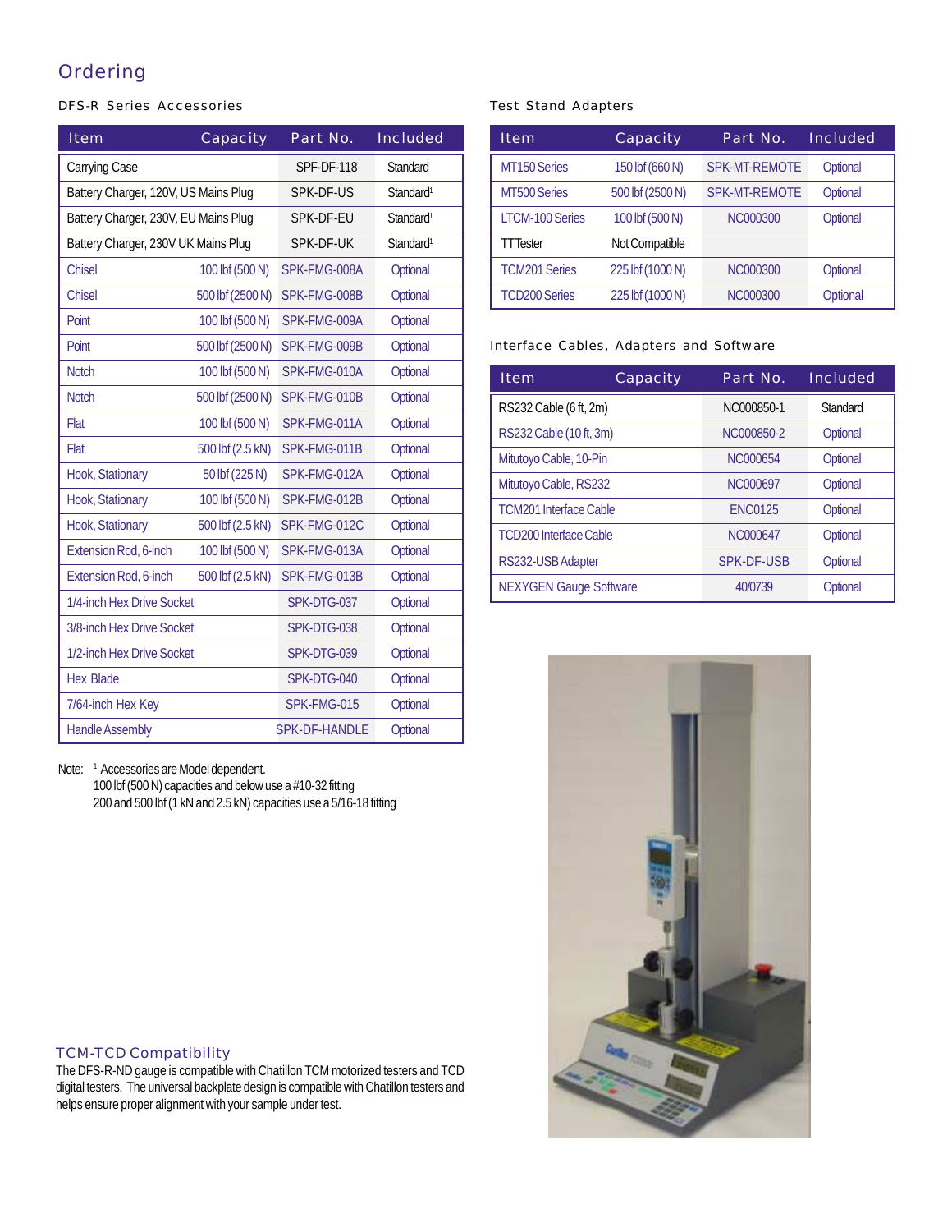# Ordering

### DFS-R Series Accessories

| Item | Capacity | Part No. | Included |
|---|---|---|---|
| Carrying Case | | SPF-DF-118 | Standard |
| Battery Charger, 120V, US Mains Plug | | SPK-DF-US | Standard[1] |
| Battery Charger, 230V, EU Mains Plug | | SPK-DF-EU | Standard[1] |
| Battery Charger, 230V UK Mains Plug | | SPK-DF-UK | Standard[1] |
| Chisel | 100 lbf (500 N) | SPK-FMG-008A | Optional |
| Chisel | 500 lbf (2500 N) | SPK-FMG-008B | Optional |
| Point | 100 lbf (500 N) | SPK-FMG-009A | Optional |
| Point | 500 lbf (2500 N) | SPK-FMG-009B | Optional |
| Notch | 100 lbf (500 N) | SPK-FMG-010A | Optional |
| Notch | 500 lbf (2500 N) | SPK-FMG-010B | Optional |
| Flat | 100 lbf (500 N) | SPK-FMG-011A | Optional |
| Flat | 500 lbf (2.5 kN) | SPK-FMG-011B | Optional |
| Hook, Stationary | 50 lbf (225 N) | SPK-FMG-012A | Optional |
| Hook, Stationary | 100 lbf (500 N) | SPK-FMG-012B | Optional |
| Hook, Stationary | 500 lbf (2.5 kN) | SPK-FMG-012C | Optional |
| Extension Rod, 6-inch | 100 lbf (500 N) | SPK-FMG-013A | Optional |
| Extension Rod, 6-inch | 500 lbf (2.5 kN) | SPK-FMG-013B | Optional |
| 1/4-inch Hex Drive Socket | | SPK-DTG-037 | Optional |
| 3/8-inch Hex Drive Socket | | SPK-DTG-038 | Optional |
| 1/2-inch Hex Drive Socket | | SPK-DTG-039 | Optional |
| Hex Blade | | SPK-DTG-040 | Optional |
| 7/64-inch Hex Key | | SPK-FMG-015 | Optional |
| Handle Assembly | | SPK-DF-HANDLE | Optional |

Note: [1] Accessories are Model dependent.
100 lbf (500 N) capacities and below use a #10-32 fitting
200 and 500 lbf (1 kN and 2.5 kN) capacities use a 5/16-18 fitting

### Test Stand Adapters

| Item | Capacity | Part No. | Included |
|---|---|---|---|
| MT150 Series | 150 lbf (660 N) | SPK-MT-REMOTE | Optional |
| MT500 Series | 500 lbf (2500 N) | SPK-MT-REMOTE | Optional |
| LTCM-100 Series | 100 lbf (500 N) | NC000300 | Optional |
| TT Tester | Not Compatible | | |
| TCM201 Series | 225 lbf (1000 N) | NC000300 | Optional |
| TCD200 Series | 225 lbf (1000 N) | NC000300 | Optional |

### Interface Cables, Adapters and Software

| Item | Capacity | Part No. | Included |
|---|---|---|---|
| RS232 Cable (6 ft, 2m) | | NC000850-1 | Standard |
| RS232 Cable (10 ft, 3m) | | NC000850-2 | Optional |
| Mitutoyo Cable, 10-Pin | | NC000654 | Optional |
| Mitutoyo Cable, RS232 | | NC000697 | Optional |
| TCM201 Interface Cable | | ENC0125 | Optional |
| TCD200 Interface Cable | | NC000647 | Optional |
| RS232-USB Adapter | | SPK-DF-USB | Optional |
| NEXYGEN Gauge Software | | 40/0739 | Optional |

### TCM-TCD Compatibility

The DFS-R-ND gauge is compatible with Chatillon TCM motorized testers and TCD digital testers. The universal backplate design is compatible with Chatillon testers and helps ensure proper alignment with your sample under test.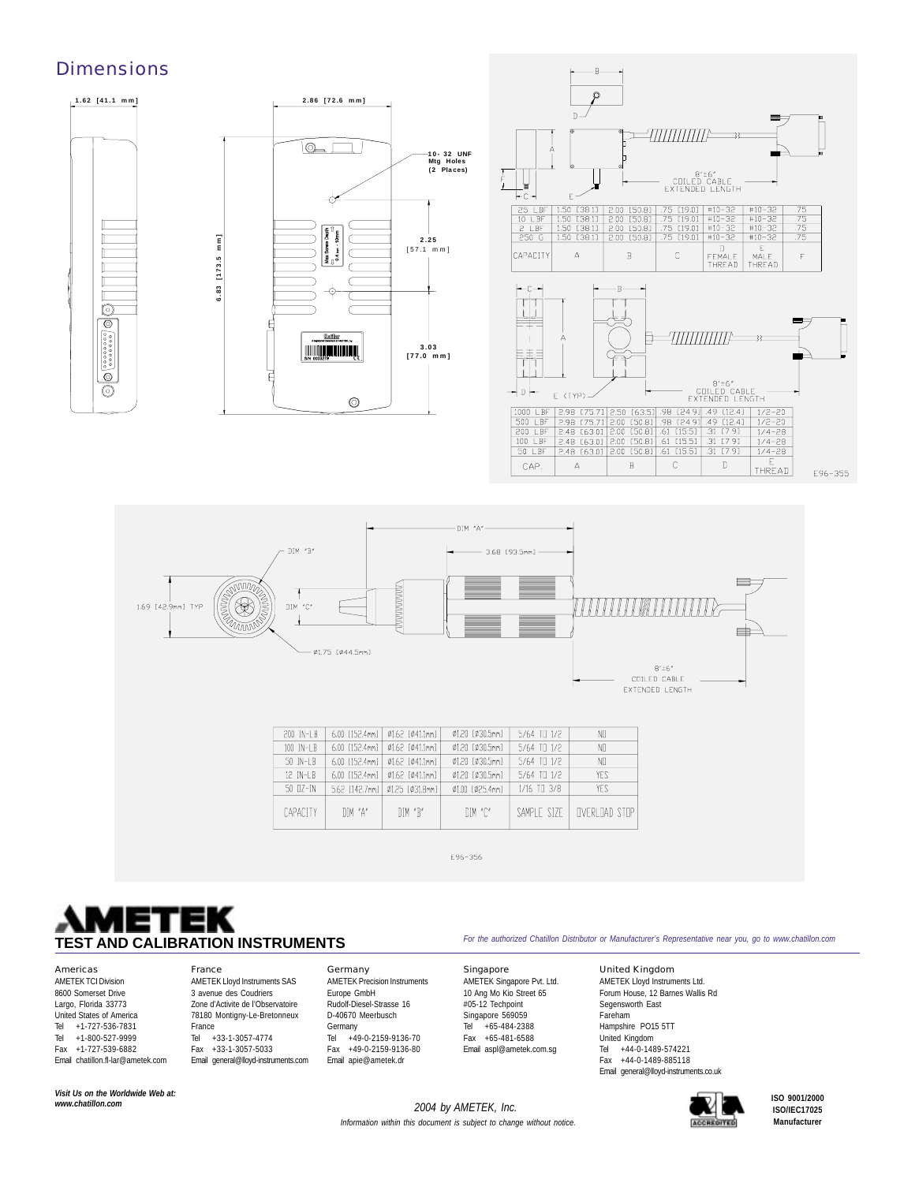## Dimensions

1.62 [41.1 mm]

2.86 [72.6 mm]

10- 32 UNF
Mtg Holes
(2 Places)

6.83 [173.5 mm]

2.25
[57.1 mm]

3.03
[77.0 mm]

B
D
A
F
C
E
8'±6"
COILED CABLE
EXTENDED LENGTH

| 25 LBF | 1.50 [38.1] | 2.00 [50.8] | .75 [19.0] | #10-32 | #10-32 | .75 |
|---|---|---|---|---|---|---|
| 10 LBF | 1.50 [38.1] | 2.00 [50.8] | .75 [19.0] | #10-32 | #10-32 | .75 |
| 2 LBF | 1.50 [38.1] | 2.00 [50.8] | .75 [19.0] | #10-32 | #10-32 | .75 |
| 250 G | 1.50 [38.1] | 2.00 [50.8] | .75 [19.0] | #10-32 | #10-32 | .75 |
| CAPACITY | A | B | C | D FEMALE THREAD | E MALE THREAD | F |

C
B
A
D
E (TYP)
8'±6"
COILED CABLE
EXTENDED LENGTH

| 1000 LBF | 2.98 [75.7] | 2.50 [63.5] | .98 [24.9] | .49 [12.4] | 1/2-20 |
|---|---|---|---|---|---|
| 500 LBF | 2.98 [75.7] | 2.00 [50.8] | .98 [24.9] | .49 [12.4] | 1/2-20 |
| 200 LBF | 2.48 [63.0] | 2.00 [50.8] | .61 [15.5] | .31 [7.9] | 1/4-28 |
| 100 LBF | 2.48 [63.0] | 2.00 [50.8] | .61 [15.5] | .31 [7.9] | 1/4-28 |
| 50 LBF | 2.48 [63.0] | 2.00 [50.8] | .61 [15.5] | .31 [7.9] | 1/4-28 |
| CAP. | A | B | C | D | E THREAD |

E96-355

DIM "A"
DIM "B"
3.68 [93.5mm]
1.69 [42.9mm] TYP
DIM "C"
Ø1.75 [Ø44.5mm]
8'±6"
COILED CABLE
EXTENDED LENGTH

| 200 IN-LB | 6.00 [152.4mm] | Ø1.62 [Ø41.1mm] | Ø1.20 [Ø30.5mm] | 5/64 TO 1/2 | NO |
|---|---|---|---|---|---|
| 100 IN-LB | 6.00 [152.4mm] | Ø1.62 [Ø41.1mm] | Ø1.20 [Ø30.5mm] | 5/64 TO 1/2 | NO |
| 50 IN-LB | 6.00 [152.4mm] | Ø1.62 [Ø41.1mm] | Ø1.20 [Ø30.5mm] | 5/64 TO 1/2 | NO |
| 12 IN-LB | 6.00 [152.4mm] | Ø1.62 [Ø41.1mm] | Ø1.20 [Ø30.5mm] | 5/64 TO 1/2 | YES |
| 50 OZ-IN | 5.62 [142.7mm] | Ø1.25 [Ø31.8mm] | Ø1.00 [Ø25.4mm] | 1/16 TO 3/8 | YES |
| CAPACITY | DIM "A" | DIM "B" | DIM "C" | SAMPLE SIZE | OVERLOAD STOP |

E96-356

# AMETEK
**TEST AND CALIBRATION INSTRUMENTS**

*For the authorized Chatillon Distributor or Manufacturer's Representative near you, go to www.chatillon.com*

**Americas**
AMETEK TCI Division
8600 Somerset Drive
Largo, Florida 33773
United States of America
Tel +1-727-536-7831
Tel +1-800-527-9999
Fax +1-727-539-6882
Email chatillon.fl-lar@ametek.com

**France**
AMETEK Lloyd Instruments SAS
3 avenue des Coudriers
Zone d'Activite de l'Observatoire
78180 Montigny-Le-Bretonneux
France
Tel +33-1-3057-4774
Fax +33-1-3057-5033
Email general@lloyd-instruments.com

**Germany**
AMETEK Precision Instruments
Europe GmbH
Rudolf-Diesel-Strasse 16
D-40670 Meerbusch
Germany
Tel +49-0-2159-9136-70
Fax +49-0-2159-9136-80
Email apie@ametek.dr

**Singapore**
AMETEK Singapore Pvt. Ltd.
10 Ang Mo Kio Street 65
#05-12 Techpoint
Singapore 569059
Tel +65-484-2388
Fax +65-481-6588
Email aspl@ametek.com.sg

**United Kingdom**
AMETEK Lloyd Instruments Ltd.
Forum House, 12 Barnes Wallis Rd
Segensworth East
Fareham
Hampshire PO15 5TT
United Kingdom
Tel +44-0-1489-574221
Fax +44-0-1489-885118
Email general@lloyd-instruments.co.uk

***Visit Us on the Worldwide Web at:***
***www.chatillon.com***

*2004 by AMETEK, Inc.*

*Information within this document is subject to change without notice.*

**ISO 9001/2000**
**ISO/IEC17025**
**Manufacturer**